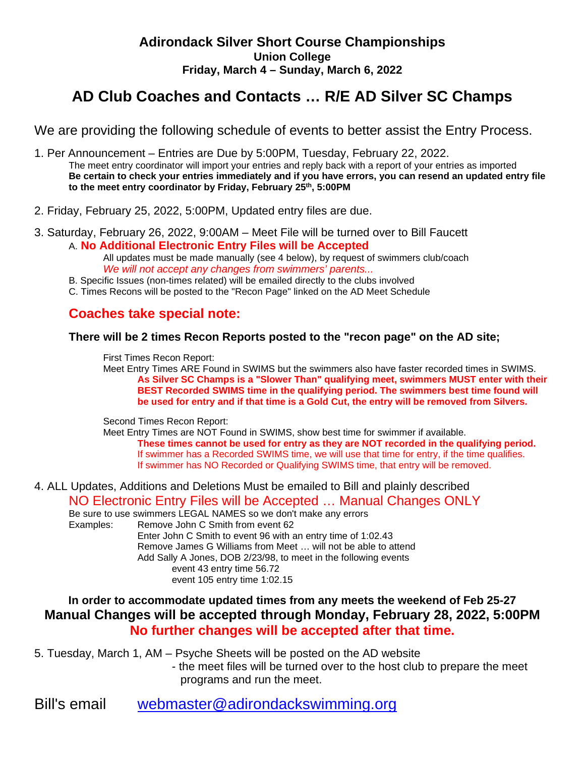# Adirondack Silver Short Course Championships

**Union College**

**Friday, March 4 – Sunday, March 6, 2022**

## AD Club Coaches and Contacts … R/E AD Silver SC Champs

We are providing the following schedule of events to better assist the Entry Process.

1. Per Announcement – Entries are Due by 5:00PM, Tuesday, February 22, 2022.
   The meet entry coordinator will import your entries and reply back with a report of your entries as imported
   **Be certain to check your entries immediately and if you have errors, you can resend an updated entry file to the meet entry coordinator by Friday, February 25th, 5:00PM**

2. Friday, February 25, 2022, 5:00PM, Updated entry files are due.

3. Saturday, February 26, 2022, 9:00AM – Meet File will be turned over to Bill Faucett
   A. **No Additional Electronic Entry Files will be Accepted**
      All updates must be made manually (see 4 below), by request of swimmers club/coach
      *We will not accept any changes from swimmers' parents...*
   B. Specific Issues (non-times related) will be emailed directly to the clubs involved
   C. Times Recons will be posted to the "Recon Page" linked on the AD Meet Schedule

### Coaches take special note:

**There will be 2 times Recon Reports posted to the "recon page" on the AD site;**

First Times Recon Report:
Meet Entry Times ARE Found in SWIMS but the swimmers also have faster recorded times in SWIMS.
**As Silver SC Champs is a "Slower Than" qualifying meet, swimmers MUST enter with their BEST Recorded SWIMS time in the qualifying period. The swimmers best time found will be used for entry and if that time is a Gold Cut, the entry will be removed from Silvers.**

Second Times Recon Report:
Meet Entry Times are NOT Found in SWIMS, show best time for swimmer if available.
**These times cannot be used for entry as they are NOT recorded in the qualifying period.**
If swimmer has a Recorded SWIMS time, we will use that time for entry, if the time qualifies.
If swimmer has NO Recorded or Qualifying SWIMS time, that entry will be removed.

4. ALL Updates, Additions and Deletions Must be emailed to Bill and plainly described
   NO Electronic Entry Files will be Accepted … Manual Changes ONLY
   Be sure to use swimmers LEGAL NAMES so we don't make any errors
   Examples: Remove John C Smith from event 62
   Enter John C Smith to event 96 with an entry time of 1:02.43
   Remove James G Williams from Meet … will not be able to attend
   Add Sally A Jones, DOB 2/23/98, to meet in the following events
   event 43 entry time 56.72
   event 105 entry time 1:02.15

**In order to accommodate updated times from any meets the weekend of Feb 25-27**
**Manual Changes will be accepted through Monday, February 28, 2022, 5:00PM**
**No further changes will be accepted after that time.**

5. Tuesday, March 1, AM – Psyche Sheets will be posted on the AD website
   - the meet files will be turned over to the host club to prepare the meet programs and run the meet.

Bill's email webmaster@adirondackswimming.org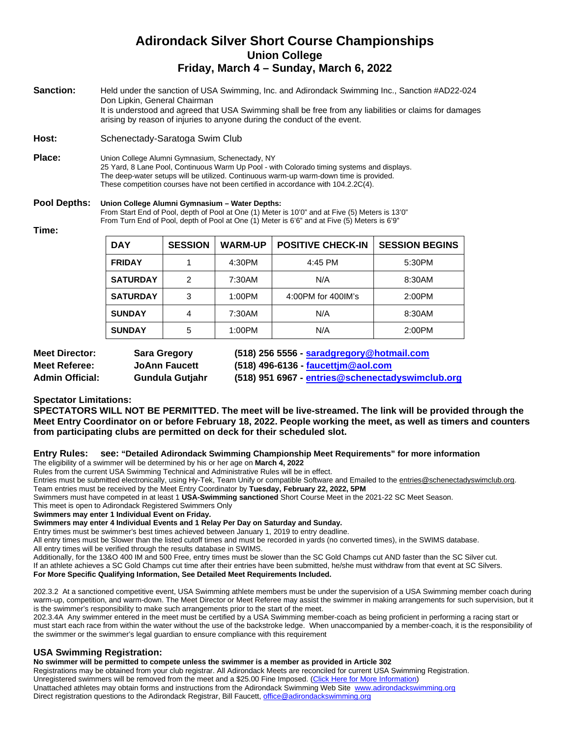# Adirondack Silver Short Course Championships

## Union College

## Friday, March 4 – Sunday, March 6, 2022

**Sanction:** Held under the sanction of USA Swimming, Inc. and Adirondack Swimming Inc., Sanction #AD22-024
Don Lipkin, General Chairman
It is understood and agreed that USA Swimming shall be free from any liabilities or claims for damages arising by reason of injuries to anyone during the conduct of the event.

**Host:** Schenectady-Saratoga Swim Club

**Place:** Union College Alumni Gymnasium, Schenectady, NY
25 Yard, 8 Lane Pool, Continuous Warm Up Pool - with Colorado timing systems and displays.
The deep-water setups will be utilized. Continuous warm-up warm-down time is provided.
These competition courses have not been certified in accordance with 104.2.2C(4).

**Pool Depths:** **Union College Alumni Gymnasium – Water Depths:**
From Start End of Pool, depth of Pool at One (1) Meter is 10'0" and at Five (5) Meters is 13'0"
From Turn End of Pool, depth of Pool at One (1) Meter is 6'6" and at Five (5) Meters is 6'9"

**Time:**

| DAY | SESSION | WARM-UP | POSITIVE CHECK-IN | SESSION BEGINS |
|---|---|---|---|---|
| FRIDAY | 1 | 4:30PM | 4:45 PM | 5:30PM |
| SATURDAY | 2 | 7:30AM | N/A | 8:30AM |
| SATURDAY | 3 | 1:00PM | 4:00PM for 400IM's | 2:00PM |
| SUNDAY | 4 | 7:30AM | N/A | 8:30AM |
| SUNDAY | 5 | 1:00PM | N/A | 2:00PM |

**Meet Director:** **Sara Gregory** **(518) 256 5556 - saradgregory@hotmail.com**
**Meet Referee:** **JoAnn Faucett** **(518) 496-6136 - faucettjm@aol.com**
**Admin Official:** **Gundula Gutjahr** **(518) 951 6967 - entries@schenectadyswimclub.org**

**Spectator Limitations:**
**SPECTATORS WILL NOT BE PERMITTED. The meet will be live-streamed. The link will be provided through the Meet Entry Coordinator on or before February 18, 2022. People working the meet, as well as timers and counters from participating clubs are permitted on deck for their scheduled slot.**

**Entry Rules: see: "Detailed Adirondack Swimming Championship Meet Requirements" for more information**
The eligibility of a swimmer will be determined by his or her age on **March 4, 2022**
Rules from the current USA Swimming Technical and Administrative Rules will be in effect.
Entries must be submitted electronically, using Hy-Tek, Team Unify or compatible Software and Emailed to the entries@schenectadyswimclub.org.
Team entries must be received by the Meet Entry Coordinator by **Tuesday, February 22, 2022, 5PM**
Swimmers must have competed in at least 1 **USA-Swimming sanctioned** Short Course Meet in the 2021-22 SC Meet Season.
This meet is open to Adirondack Registered Swimmers Only
**Swimmers may enter 1 Individual Event on Friday.**
**Swimmers may enter 4 Individual Events and 1 Relay Per Day on Saturday and Sunday.**
Entry times must be swimmer's best times achieved between January 1, 2019 to entry deadline.
All entry times must be Slower than the listed cutoff times and must be recorded in yards (no converted times), in the SWIMS database.
All entry times will be verified through the results database in SWIMS.
Additionally, for the 13&O 400 IM and 500 Free, entry times must be slower than the SC Gold Champs cut AND faster than the SC Silver cut.
If an athlete achieves a SC Gold Champs cut time after their entries have been submitted, he/she must withdraw from that event at SC Silvers.
**For More Specific Qualifying Information, See Detailed Meet Requirements Included.**

202.3.2 At a sanctioned competitive event, USA Swimming athlete members must be under the supervision of a USA Swimming member coach during warm-up, competition, and warm-down. The Meet Director or Meet Referee may assist the swimmer in making arrangements for such supervision, but it is the swimmer's responsibility to make such arrangements prior to the start of the meet.
202.3.4A Any swimmer entered in the meet must be certified by a USA Swimming member-coach as being proficient in performing a racing start or must start each race from within the water without the use of the backstroke ledge. When unaccompanied by a member-coach, it is the responsibility of the swimmer or the swimmer's legal guardian to ensure compliance with this requirement

## USA Swimming Registration:

**No swimmer will be permitted to compete unless the swimmer is a member as provided in Article 302**
Registrations may be obtained from your club registrar. All Adirondack Meets are reconciled for current USA Swimming Registration.
Unregistered swimmers will be removed from the meet and a $25.00 Fine Imposed. (Click Here for More Information)
Unattached athletes may obtain forms and instructions from the Adirondack Swimming Web Site www.adirondackswimming.org
Direct registration questions to the Adirondack Registrar, Bill Faucett, office@adirondackswimming.org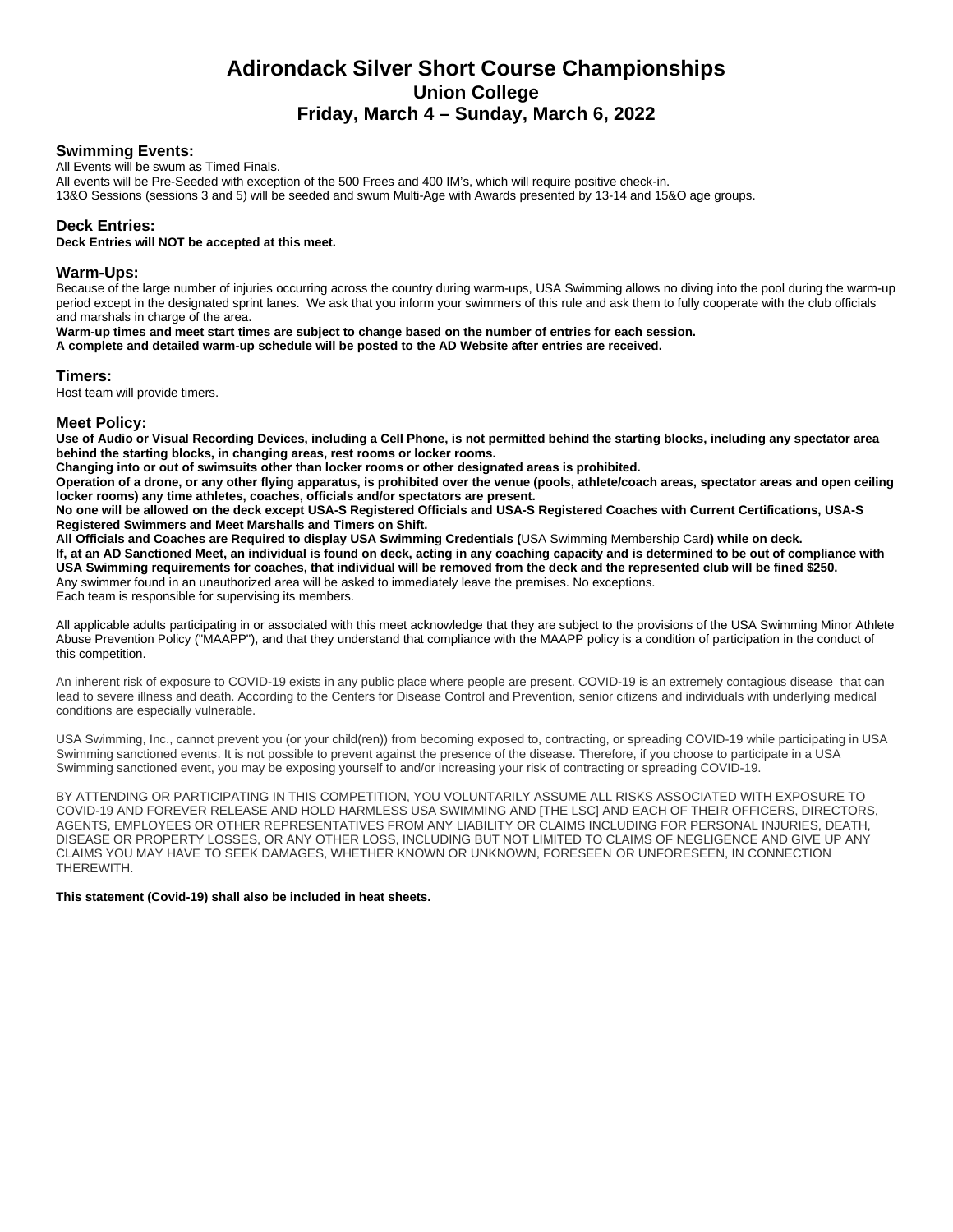# Adirondack Silver Short Course Championships

## Union College

## Friday, March 4 – Sunday, March 6, 2022

### Swimming Events:

All Events will be swum as Timed Finals.
All events will be Pre-Seeded with exception of the 500 Frees and 400 IM's, which will require positive check-in.
13&O Sessions (sessions 3 and 5) will be seeded and swum Multi-Age with Awards presented by 13-14 and 15&O age groups.

### Deck Entries:

**Deck Entries will NOT be accepted at this meet.**

### Warm-Ups:

Because of the large number of injuries occurring across the country during warm-ups, USA Swimming allows no diving into the pool during the warm-up period except in the designated sprint lanes. We ask that you inform your swimmers of this rule and ask them to fully cooperate with the club officials and marshals in charge of the area.
**Warm-up times and meet start times are subject to change based on the number of entries for each session.**
**A complete and detailed warm-up schedule will be posted to the AD Website after entries are received.**

### Timers:

Host team will provide timers.

### Meet Policy:

**Use of Audio or Visual Recording Devices, including a Cell Phone, is not permitted behind the starting blocks, including any spectator area behind the starting blocks, in changing areas, rest rooms or locker rooms.**
**Changing into or out of swimsuits other than locker rooms or other designated areas is prohibited.**
**Operation of a drone, or any other flying apparatus, is prohibited over the venue (pools, athlete/coach areas, spectator areas and open ceiling locker rooms) any time athletes, coaches, officials and/or spectators are present.**
**No one will be allowed on the deck except USA-S Registered Officials and USA-S Registered Coaches with Current Certifications, USA-S Registered Swimmers and Meet Marshalls and Timers on Shift.**
**All Officials and Coaches are Required to display USA Swimming Credentials (**USA Swimming Membership Card**) while on deck.**
**If, at an AD Sanctioned Meet, an individual is found on deck, acting in any coaching capacity and is determined to be out of compliance with USA Swimming requirements for coaches, that individual will be removed from the deck and the represented club will be fined $250.**
Any swimmer found in an unauthorized area will be asked to immediately leave the premises. No exceptions.
Each team is responsible for supervising its members.

All applicable adults participating in or associated with this meet acknowledge that they are subject to the provisions of the USA Swimming Minor Athlete Abuse Prevention Policy ("MAAPP"), and that they understand that compliance with the MAAPP policy is a condition of participation in the conduct of this competition.

An inherent risk of exposure to COVID-19 exists in any public place where people are present. COVID-19 is an extremely contagious disease that can lead to severe illness and death. According to the Centers for Disease Control and Prevention, senior citizens and individuals with underlying medical conditions are especially vulnerable.

USA Swimming, Inc., cannot prevent you (or your child(ren)) from becoming exposed to, contracting, or spreading COVID-19 while participating in USA Swimming sanctioned events. It is not possible to prevent against the presence of the disease. Therefore, if you choose to participate in a USA Swimming sanctioned event, you may be exposing yourself to and/or increasing your risk of contracting or spreading COVID-19.

BY ATTENDING OR PARTICIPATING IN THIS COMPETITION, YOU VOLUNTARILY ASSUME ALL RISKS ASSOCIATED WITH EXPOSURE TO COVID-19 AND FOREVER RELEASE AND HOLD HARMLESS USA SWIMMING AND [THE LSC] AND EACH OF THEIR OFFICERS, DIRECTORS, AGENTS, EMPLOYEES OR OTHER REPRESENTATIVES FROM ANY LIABILITY OR CLAIMS INCLUDING FOR PERSONAL INJURIES, DEATH, DISEASE OR PROPERTY LOSSES, OR ANY OTHER LOSS, INCLUDING BUT NOT LIMITED TO CLAIMS OF NEGLIGENCE AND GIVE UP ANY CLAIMS YOU MAY HAVE TO SEEK DAMAGES, WHETHER KNOWN OR UNKNOWN, FORESEEN OR UNFORESEEN, IN CONNECTION THEREWITH.

**This statement (Covid-19) shall also be included in heat sheets.**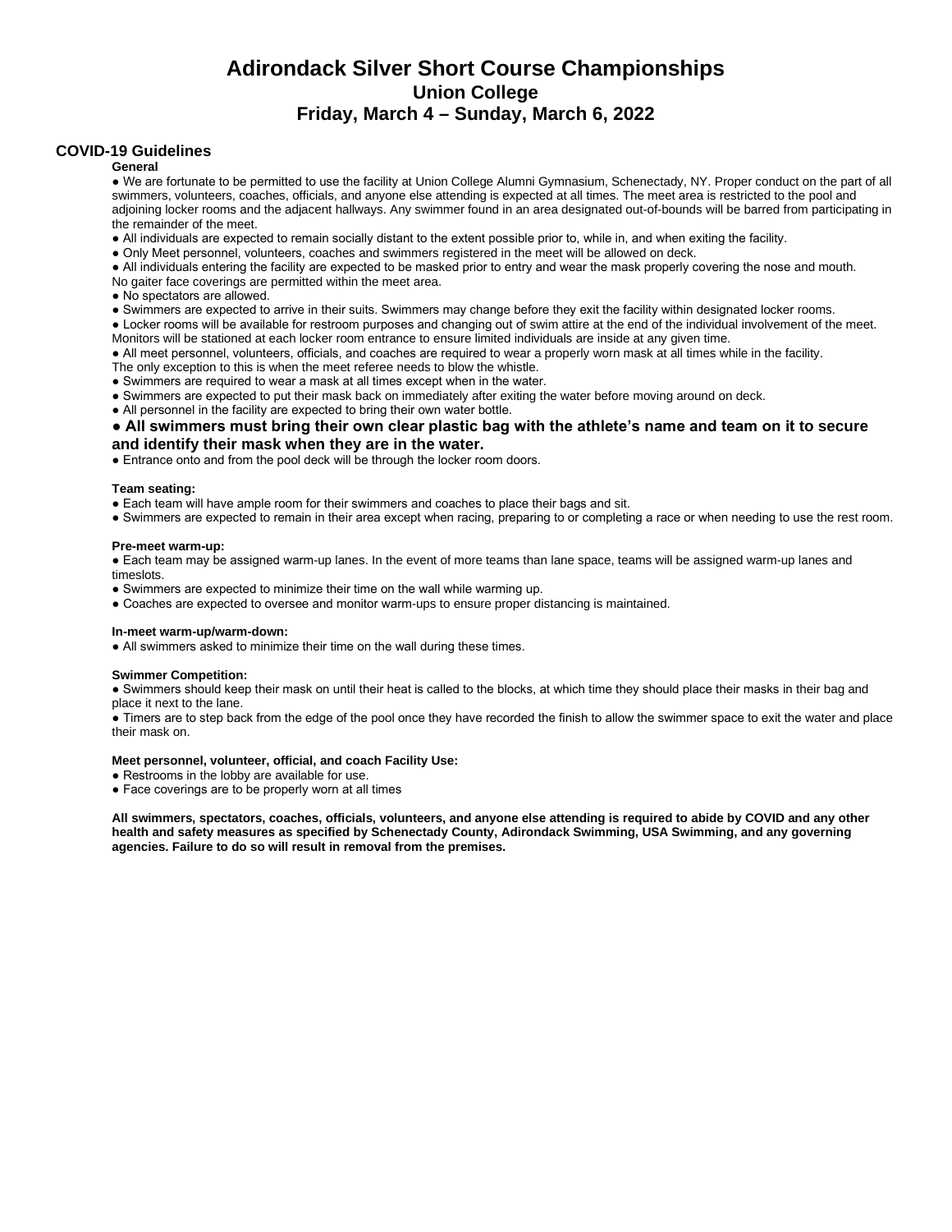# Adirondack Silver Short Course Championships

## Union College

## Friday, March 4 – Sunday, March 6, 2022

## COVID-19 Guidelines

**General**

- We are fortunate to be permitted to use the facility at Union College Alumni Gymnasium, Schenectady, NY. Proper conduct on the part of all swimmers, volunteers, coaches, officials, and anyone else attending is expected at all times. The meet area is restricted to the pool and adjoining locker rooms and the adjacent hallways. Any swimmer found in an area designated out-of-bounds will be barred from participating in the remainder of the meet.
- All individuals are expected to remain socially distant to the extent possible prior to, while in, and when exiting the facility.
- Only Meet personnel, volunteers, coaches and swimmers registered in the meet will be allowed on deck.
- All individuals entering the facility are expected to be masked prior to entry and wear the mask properly covering the nose and mouth. No gaiter face coverings are permitted within the meet area.
- No spectators are allowed.
- Swimmers are expected to arrive in their suits. Swimmers may change before they exit the facility within designated locker rooms.
- Locker rooms will be available for restroom purposes and changing out of swim attire at the end of the individual involvement of the meet. Monitors will be stationed at each locker room entrance to ensure limited individuals are inside at any given time.
- All meet personnel, volunteers, officials, and coaches are required to wear a properly worn mask at all times while in the facility. The only exception to this is when the meet referee needs to blow the whistle.
- Swimmers are required to wear a mask at all times except when in the water.
- Swimmers are expected to put their mask back on immediately after exiting the water before moving around on deck.
- All personnel in the facility are expected to bring their own water bottle.
- **All swimmers must bring their own clear plastic bag with the athlete's name and team on it to secure and identify their mask when they are in the water.**
- Entrance onto and from the pool deck will be through the locker room doors.

**Team seating:**

- Each team will have ample room for their swimmers and coaches to place their bags and sit.
- Swimmers are expected to remain in their area except when racing, preparing to or completing a race or when needing to use the rest room.

**Pre-meet warm-up:**

- Each team may be assigned warm-up lanes. In the event of more teams than lane space, teams will be assigned warm-up lanes and timeslots.
- Swimmers are expected to minimize their time on the wall while warming up.
- Coaches are expected to oversee and monitor warm-ups to ensure proper distancing is maintained.

**In-meet warm-up/warm-down:**

- All swimmers asked to minimize their time on the wall during these times.

**Swimmer Competition:**

- Swimmers should keep their mask on until their heat is called to the blocks, at which time they should place their masks in their bag and place it next to the lane.
- Timers are to step back from the edge of the pool once they have recorded the finish to allow the swimmer space to exit the water and place their mask on.

**Meet personnel, volunteer, official, and coach Facility Use:**

- Restrooms in the lobby are available for use.
- Face coverings are to be properly worn at all times

**All swimmers, spectators, coaches, officials, volunteers, and anyone else attending is required to abide by COVID and any other health and safety measures as specified by Schenectady County, Adirondack Swimming, USA Swimming, and any governing agencies. Failure to do so will result in removal from the premises.**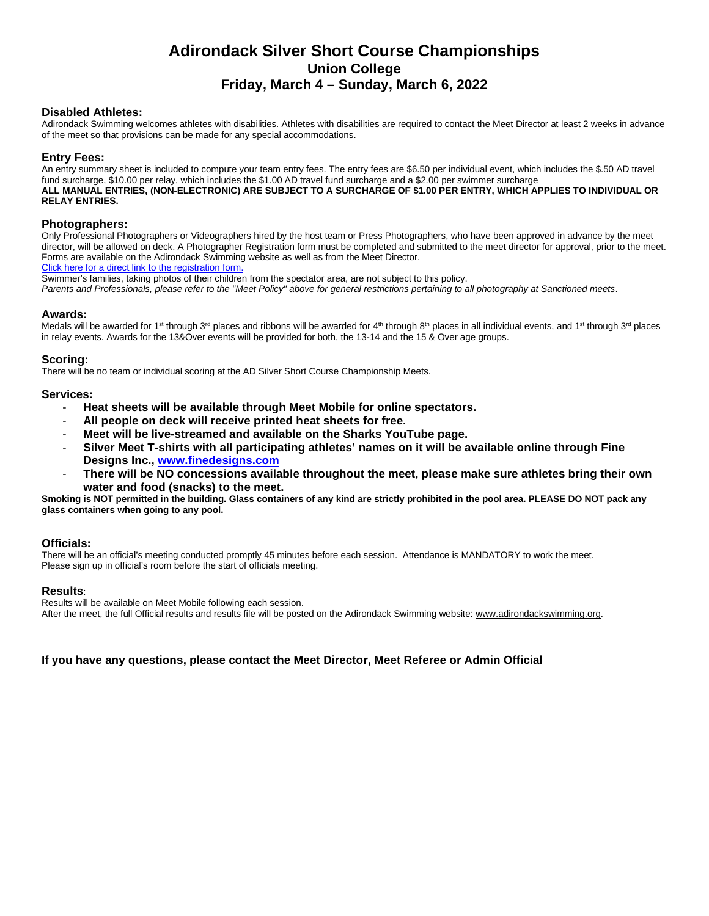# Adirondack Silver Short Course Championships

## Union College

## Friday, March 4 – Sunday, March 6, 2022

### Disabled Athletes:

Adirondack Swimming welcomes athletes with disabilities. Athletes with disabilities are required to contact the Meet Director at least 2 weeks in advance of the meet so that provisions can be made for any special accommodations.

### Entry Fees:

An entry summary sheet is included to compute your team entry fees. The entry fees are $6.50 per individual event, which includes the $.50 AD travel fund surcharge, $10.00 per relay, which includes the $1.00 AD travel fund surcharge and a $2.00 per swimmer surcharge

**ALL MANUAL ENTRIES, (NON-ELECTRONIC) ARE SUBJECT TO A SURCHARGE OF $1.00 PER ENTRY, WHICH APPLIES TO INDIVIDUAL OR RELAY ENTRIES.**

### Photographers:

Only Professional Photographers or Videographers hired by the host team or Press Photographers, who have been approved in advance by the meet director, will be allowed on deck. A Photographer Registration form must be completed and submitted to the meet director for approval, prior to the meet. Forms are available on the Adirondack Swimming website as well as from the Meet Director.

Click here for a direct link to the registration form.

Swimmer's families, taking photos of their children from the spectator area, are not subject to this policy.

*Parents and Professionals, please refer to the "Meet Policy" above for general restrictions pertaining to all photography at Sanctioned meets*.

### Awards:

Medals will be awarded for 1st through 3rd places and ribbons will be awarded for 4th through 8th places in all individual events, and 1st through 3rd places in relay events. Awards for the 13&Over events will be provided for both, the 13-14 and the 15 & Over age groups.

### Scoring:

There will be no team or individual scoring at the AD Silver Short Course Championship Meets.

### Services:

- **Heat sheets will be available through Meet Mobile for online spectators.**
- **All people on deck will receive printed heat sheets for free.**
- **Meet will be live-streamed and available on the Sharks YouTube page.**
- **Silver Meet T-shirts with all participating athletes' names on it will be available online through Fine Designs Inc., www.finedesigns.com**
- **There will be NO concessions available throughout the meet, please make sure athletes bring their own water and food (snacks) to the meet.**

**Smoking is NOT permitted in the building. Glass containers of any kind are strictly prohibited in the pool area. PLEASE DO NOT pack any glass containers when going to any pool.**

### Officials:

There will be an official's meeting conducted promptly 45 minutes before each session. Attendance is MANDATORY to work the meet. Please sign up in official's room before the start of officials meeting.

### Results:

Results will be available on Meet Mobile following each session.
After the meet, the full Official results and results file will be posted on the Adirondack Swimming website: www.adirondackswimming.org.

**If you have any questions, please contact the Meet Director, Meet Referee or Admin Official**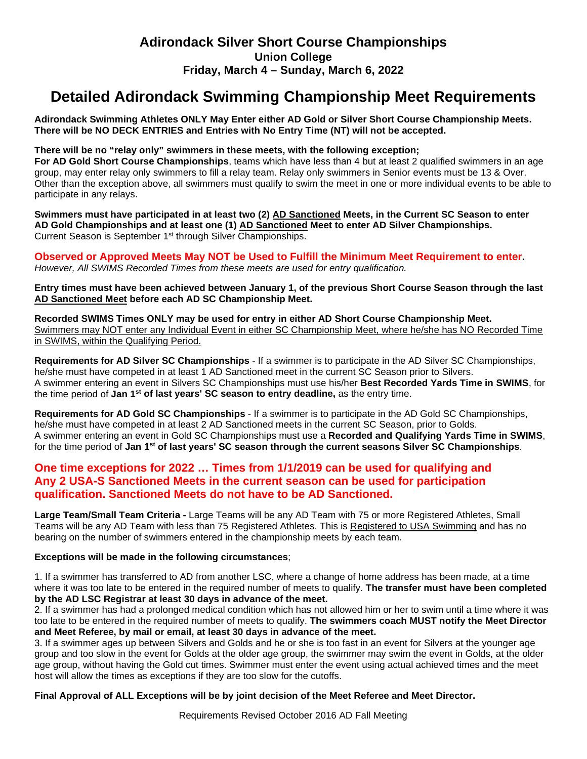# Adirondack Silver Short Course Championships

**Union College**

**Friday, March 4 – Sunday, March 6, 2022**

# Detailed Adirondack Swimming Championship Meet Requirements

**Adirondack Swimming Athletes ONLY May Enter either AD Gold or Silver Short Course Championship Meets. There will be NO DECK ENTRIES and Entries with No Entry Time (NT) will not be accepted.**

**There will be no "relay only" swimmers in these meets, with the following exception;**
**For AD Gold Short Course Championships**, teams which have less than 4 but at least 2 qualified swimmers in an age group, may enter relay only swimmers to fill a relay team. Relay only swimmers in Senior events must be 13 & Over. Other than the exception above, all swimmers must qualify to swim the meet in one or more individual events to be able to participate in any relays.

**Swimmers must have participated in at least two (2) AD Sanctioned Meets, in the Current SC Season to enter AD Gold Championships and at least one (1) AD Sanctioned Meet to enter AD Silver Championships.**
Current Season is September 1st through Silver Championships.

**Observed or Approved Meets May NOT be Used to Fulfill the Minimum Meet Requirement to enter.**
*However, All SWIMS Recorded Times from these meets are used for entry qualification.*

**Entry times must have been achieved between January 1, of the previous Short Course Season through the last AD Sanctioned Meet before each AD SC Championship Meet.**

**Recorded SWIMS Times ONLY may be used for entry in either AD Short Course Championship Meet.**
Swimmers may NOT enter any Individual Event in either SC Championship Meet, where he/she has NO Recorded Time in SWIMS, within the Qualifying Period.

**Requirements for AD Silver SC Championships** - If a swimmer is to participate in the AD Silver SC Championships, he/she must have competed in at least 1 AD Sanctioned meet in the current SC Season prior to Silvers.
A swimmer entering an event in Silvers SC Championships must use his/her **Best Recorded Yards Time in SWIMS**, for the time period of **Jan 1st of last years' SC season to entry deadline,** as the entry time.

**Requirements for AD Gold SC Championships** - If a swimmer is to participate in the AD Gold SC Championships, he/she must have competed in at least 2 AD Sanctioned meets in the current SC Season, prior to Golds.
A swimmer entering an event in Gold SC Championships must use a **Recorded and Qualifying Yards Time in SWIMS**, for the time period of **Jan 1st of last years' SC season through the current seasons Silver SC Championships**.

## One time exceptions for 2022 … Times from 1/1/2019 can be used for qualifying and Any 2 USA-S Sanctioned Meets in the current season can be used for participation qualification. Sanctioned Meets do not have to be AD Sanctioned.

**Large Team/Small Team Criteria -** Large Teams will be any AD Team with 75 or more Registered Athletes, Small Teams will be any AD Team with less than 75 Registered Athletes. This is Registered to USA Swimming and has no bearing on the number of swimmers entered in the championship meets by each team.

**Exceptions will be made in the following circumstances**;

1. If a swimmer has transferred to AD from another LSC, where a change of home address has been made, at a time where it was too late to be entered in the required number of meets to qualify. **The transfer must have been completed by the AD LSC Registrar at least 30 days in advance of the meet.**
2. If a swimmer has had a prolonged medical condition which has not allowed him or her to swim until a time where it was too late to be entered in the required number of meets to qualify. **The swimmers coach MUST notify the Meet Director and Meet Referee, by mail or email, at least 30 days in advance of the meet.**
3. If a swimmer ages up between Silvers and Golds and he or she is too fast in an event for Silvers at the younger age group and too slow in the event for Golds at the older age group, the swimmer may swim the event in Golds, at the older age group, without having the Gold cut times. Swimmer must enter the event using actual achieved times and the meet host will allow the times as exceptions if they are too slow for the cutoffs.

**Final Approval of ALL Exceptions will be by joint decision of the Meet Referee and Meet Director.**

Requirements Revised October 2016 AD Fall Meeting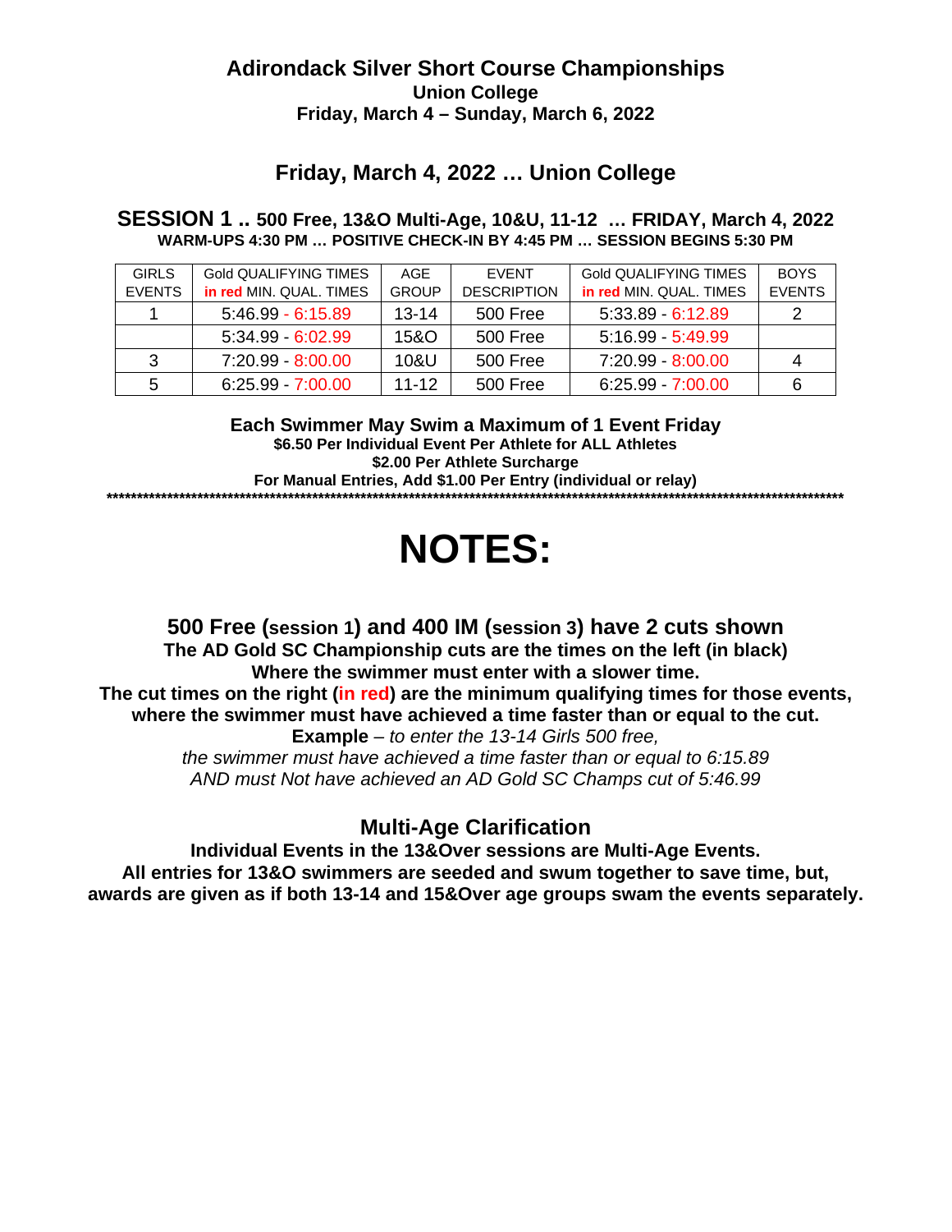## Adirondack Silver Short Course Championships

**Union College**

**Friday, March 4 – Sunday, March 6, 2022**

## Friday, March 4, 2022 … Union College

### SESSION 1 .. 500 Free, 13&O Multi-Age, 10&U, 11-12 … FRIDAY, March 4, 2022

**WARM-UPS 4:30 PM … POSITIVE CHECK-IN BY 4:45 PM … SESSION BEGINS 5:30 PM**

| GIRLS EVENTS | Gold QUALIFYING TIMES in red MIN. QUAL. TIMES | AGE GROUP | EVENT DESCRIPTION | Gold QUALIFYING TIMES in red MIN. QUAL. TIMES | BOYS EVENTS |
|---|---|---|---|---|---|
| 1 | 5:46.99 - 6:15.89 | 13-14 | 500 Free | 5:33.89 - 6:12.89 | 2 |
| | 5:34.99 - 6:02.99 | 15&O | 500 Free | 5:16.99 - 5:49.99 | |
| 3 | 7:20.99 - 8:00.00 | 10&U | 500 Free | 7:20.99 - 8:00.00 | 4 |
| 5 | 6:25.99 - 7:00.00 | 11-12 | 500 Free | 6:25.99 - 7:00.00 | 6 |

**Each Swimmer May Swim a Maximum of 1 Event Friday**

**$6.50 Per Individual Event Per Athlete for ALL Athletes**

**$2.00 Per Athlete Surcharge**

**For Manual Entries, Add $1.00 Per Entry (individual or relay)**

*************************************************************************************************************************

# NOTES:

### 500 Free (session 1) and 400 IM (session 3) have 2 cuts shown

**The AD Gold SC Championship cuts are the times on the left (in black)**

**Where the swimmer must enter with a slower time.**

**The cut times on the right (in red) are the minimum qualifying times for those events, where the swimmer must have achieved a time faster than or equal to the cut.**

**Example** – *to enter the 13-14 Girls 500 free,*

*the swimmer must have achieved a time faster than or equal to 6:15.89*

*AND must Not have achieved an AD Gold SC Champs cut of 5:46.99*

### Multi-Age Clarification

**Individual Events in the 13&Over sessions are Multi-Age Events.**

**All entries for 13&O swimmers are seeded and swum together to save time, but, awards are given as if both 13-14 and 15&Over age groups swam the events separately.**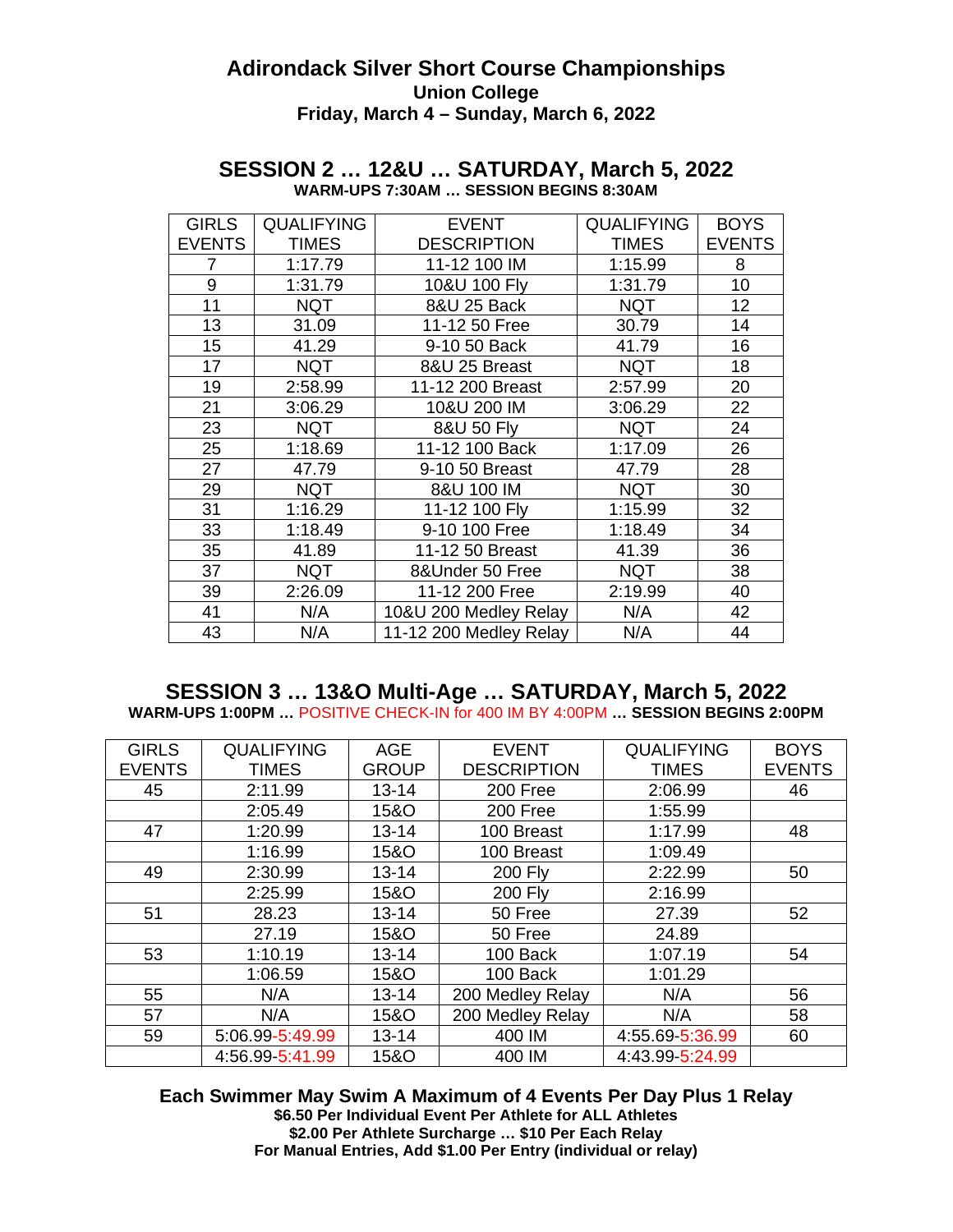# Adirondack Silver Short Course Championships

**Union College**

**Friday, March 4 – Sunday, March 6, 2022**

## SESSION 2 … 12&U … SATURDAY, March 5, 2022

**WARM-UPS 7:30AM … SESSION BEGINS 8:30AM**

| GIRLS EVENTS | QUALIFYING TIMES | EVENT DESCRIPTION | QUALIFYING TIMES | BOYS EVENTS |
|---|---|---|---|---|
| 7 | 1:17.79 | 11-12 100 IM | 1:15.99 | 8 |
| 9 | 1:31.79 | 10&U 100 Fly | 1:31.79 | 10 |
| 11 | NQT | 8&U 25 Back | NQT | 12 |
| 13 | 31.09 | 11-12 50 Free | 30.79 | 14 |
| 15 | 41.29 | 9-10 50 Back | 41.79 | 16 |
| 17 | NQT | 8&U 25 Breast | NQT | 18 |
| 19 | 2:58.99 | 11-12 200 Breast | 2:57.99 | 20 |
| 21 | 3:06.29 | 10&U 200 IM | 3:06.29 | 22 |
| 23 | NQT | 8&U 50 Fly | NQT | 24 |
| 25 | 1:18.69 | 11-12 100 Back | 1:17.09 | 26 |
| 27 | 47.79 | 9-10 50 Breast | 47.79 | 28 |
| 29 | NQT | 8&U 100 IM | NQT | 30 |
| 31 | 1:16.29 | 11-12 100 Fly | 1:15.99 | 32 |
| 33 | 1:18.49 | 9-10 100 Free | 1:18.49 | 34 |
| 35 | 41.89 | 11-12 50 Breast | 41.39 | 36 |
| 37 | NQT | 8&Under 50 Free | NQT | 38 |
| 39 | 2:26.09 | 11-12 200 Free | 2:19.99 | 40 |
| 41 | N/A | 10&U 200 Medley Relay | N/A | 42 |
| 43 | N/A | 11-12 200 Medley Relay | N/A | 44 |

## SESSION 3 … 13&O Multi-Age … SATURDAY, March 5, 2022

**WARM-UPS 1:00PM …** POSITIVE CHECK-IN for 400 IM BY 4:00PM **… SESSION BEGINS 2:00PM**

| GIRLS EVENTS | QUALIFYING TIMES | AGE GROUP | EVENT DESCRIPTION | QUALIFYING TIMES | BOYS EVENTS |
|---|---|---|---|---|---|
| 45 | 2:11.99 | 13-14 | 200 Free | 2:06.99 | 46 |
| | 2:05.49 | 15&O | 200 Free | 1:55.99 | |
| 47 | 1:20.99 | 13-14 | 100 Breast | 1:17.99 | 48 |
| | 1:16.99 | 15&O | 100 Breast | 1:09.49 | |
| 49 | 2:30.99 | 13-14 | 200 Fly | 2:22.99 | 50 |
| | 2:25.99 | 15&O | 200 Fly | 2:16.99 | |
| 51 | 28.23 | 13-14 | 50 Free | 27.39 | 52 |
| | 27.19 | 15&O | 50 Free | 24.89 | |
| 53 | 1:10.19 | 13-14 | 100 Back | 1:07.19 | 54 |
| | 1:06.59 | 15&O | 100 Back | 1:01.29 | |
| 55 | N/A | 13-14 | 200 Medley Relay | N/A | 56 |
| 57 | N/A | 15&O | 200 Medley Relay | N/A | 58 |
| 59 | 5:06.99-5:49.99 | 13-14 | 400 IM | 4:55.69-5:36.99 | 60 |
| | 4:56.99-5:41.99 | 15&O | 400 IM | 4:43.99-5:24.99 | |

**Each Swimmer May Swim A Maximum of 4 Events Per Day Plus 1 Relay**

**$6.50 Per Individual Event Per Athlete for ALL Athletes**

**$2.00 Per Athlete Surcharge … $10 Per Each Relay**

**For Manual Entries, Add $1.00 Per Entry (individual or relay)**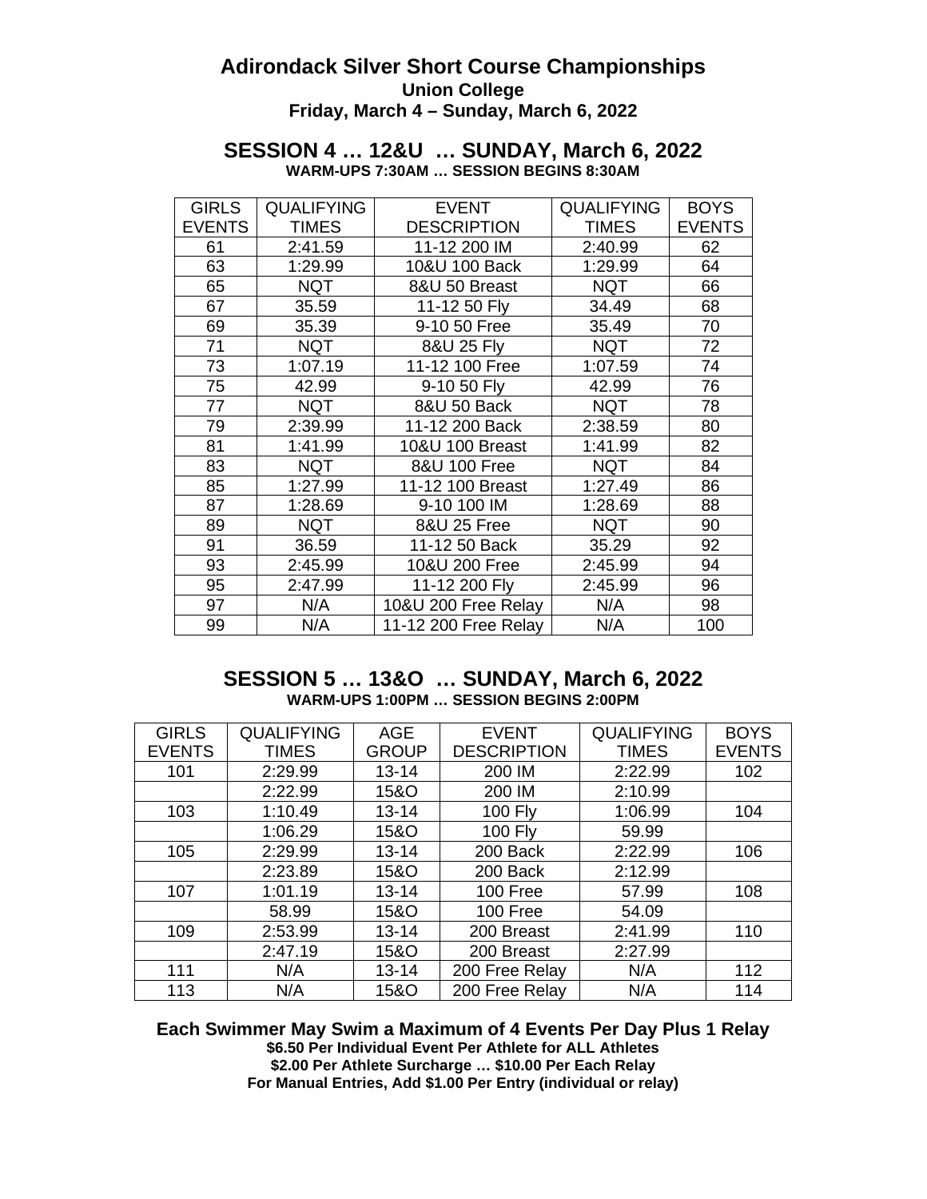## Adirondack Silver Short Course Championships

**Union College**

**Friday, March 4 – Sunday, March 6, 2022**

### SESSION 4 … 12&U … SUNDAY, March 6, 2022

**WARM-UPS 7:30AM … SESSION BEGINS 8:30AM**

| GIRLS EVENTS | QUALIFYING TIMES | EVENT DESCRIPTION | QUALIFYING TIMES | BOYS EVENTS |
|---|---|---|---|---|
| 61 | 2:41.59 | 11-12 200 IM | 2:40.99 | 62 |
| 63 | 1:29.99 | 10&U 100 Back | 1:29.99 | 64 |
| 65 | NQT | 8&U 50 Breast | NQT | 66 |
| 67 | 35.59 | 11-12 50 Fly | 34.49 | 68 |
| 69 | 35.39 | 9-10 50 Free | 35.49 | 70 |
| 71 | NQT | 8&U 25 Fly | NQT | 72 |
| 73 | 1:07.19 | 11-12 100 Free | 1:07.59 | 74 |
| 75 | 42.99 | 9-10 50 Fly | 42.99 | 76 |
| 77 | NQT | 8&U 50 Back | NQT | 78 |
| 79 | 2:39.99 | 11-12 200 Back | 2:38.59 | 80 |
| 81 | 1:41.99 | 10&U 100 Breast | 1:41.99 | 82 |
| 83 | NQT | 8&U 100 Free | NQT | 84 |
| 85 | 1:27.99 | 11-12 100 Breast | 1:27.49 | 86 |
| 87 | 1:28.69 | 9-10 100 IM | 1:28.69 | 88 |
| 89 | NQT | 8&U 25 Free | NQT | 90 |
| 91 | 36.59 | 11-12 50 Back | 35.29 | 92 |
| 93 | 2:45.99 | 10&U 200 Free | 2:45.99 | 94 |
| 95 | 2:47.99 | 11-12 200 Fly | 2:45.99 | 96 |
| 97 | N/A | 10&U 200 Free Relay | N/A | 98 |
| 99 | N/A | 11-12 200 Free Relay | N/A | 100 |

### SESSION 5 … 13&O … SUNDAY, March 6, 2022

**WARM-UPS 1:00PM … SESSION BEGINS 2:00PM**

| GIRLS EVENTS | QUALIFYING TIMES | AGE GROUP | EVENT DESCRIPTION | QUALIFYING TIMES | BOYS EVENTS |
|---|---|---|---|---|---|
| 101 | 2:29.99 | 13-14 | 200 IM | 2:22.99 | 102 |
| | 2:22.99 | 15&O | 200 IM | 2:10.99 | |
| 103 | 1:10.49 | 13-14 | 100 Fly | 1:06.99 | 104 |
| | 1:06.29 | 15&O | 100 Fly | 59.99 | |
| 105 | 2:29.99 | 13-14 | 200 Back | 2:22.99 | 106 |
| | 2:23.89 | 15&O | 200 Back | 2:12.99 | |
| 107 | 1:01.19 | 13-14 | 100 Free | 57.99 | 108 |
| | 58.99 | 15&O | 100 Free | 54.09 | |
| 109 | 2:53.99 | 13-14 | 200 Breast | 2:41.99 | 110 |
| | 2:47.19 | 15&O | 200 Breast | 2:27.99 | |
| 111 | N/A | 13-14 | 200 Free Relay | N/A | 112 |
| 113 | N/A | 15&O | 200 Free Relay | N/A | 114 |

**Each Swimmer May Swim a Maximum of 4 Events Per Day Plus 1 Relay**

**$6.50 Per Individual Event Per Athlete for ALL Athletes**

**$2.00 Per Athlete Surcharge … $10.00 Per Each Relay**

**For Manual Entries, Add $1.00 Per Entry (individual or relay)**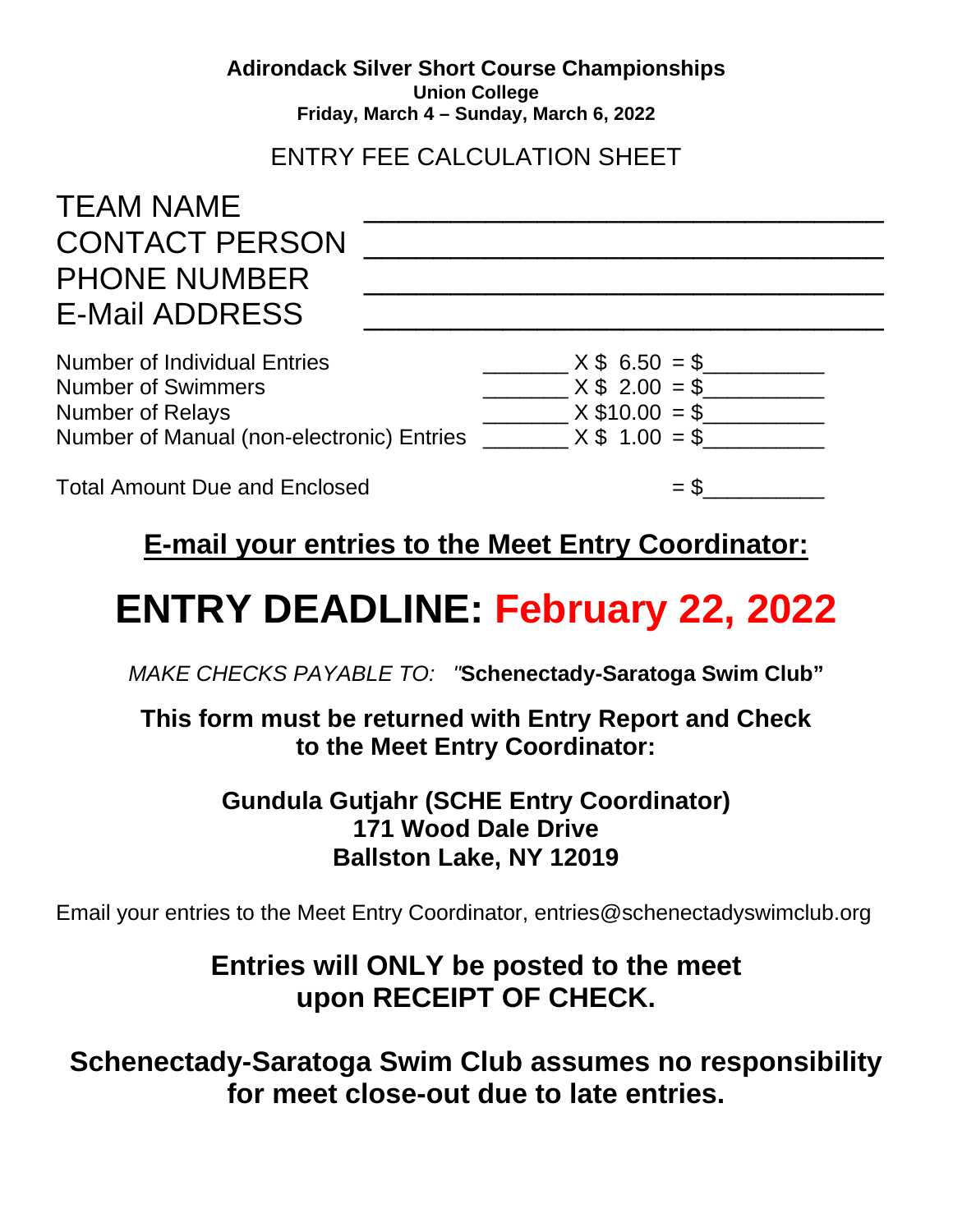**Adirondack Silver Short Course Championships**
**Union College**
**Friday, March 4 – Sunday, March 6, 2022**

## ENTRY FEE CALCULATION SHEET

TEAM NAME ______________________________

CONTACT PERSON ______________________________

PHONE NUMBER ______________________________

E-Mail ADDRESS ______________________________

| | | |
|---|---|---|
| Number of Individual Entries | _______ X $ 6.50 | = $__________ |
| Number of Swimmers | _______ X $ 2.00 | = $__________ |
| Number of Relays | _______ X $10.00 | = $__________ |
| Number of Manual (non-electronic) Entries | _______ X $ 1.00 | = $__________ |

Total Amount Due and Enclosed = $__________

**E-mail your entries to the Meet Entry Coordinator:**

# ENTRY DEADLINE: February 22, 2022

*MAKE CHECKS PAYABLE TO:* "**Schenectady-Saratoga Swim Club**"

**This form must be returned with Entry Report and Check to the Meet Entry Coordinator:**

**Gundula Gutjahr (SCHE Entry Coordinator)**
**171 Wood Dale Drive**
**Ballston Lake, NY 12019**

Email your entries to the Meet Entry Coordinator, entries@schenectadyswimclub.org

**Entries will ONLY be posted to the meet upon RECEIPT OF CHECK.**

**Schenectady-Saratoga Swim Club assumes no responsibility for meet close-out due to late entries.**